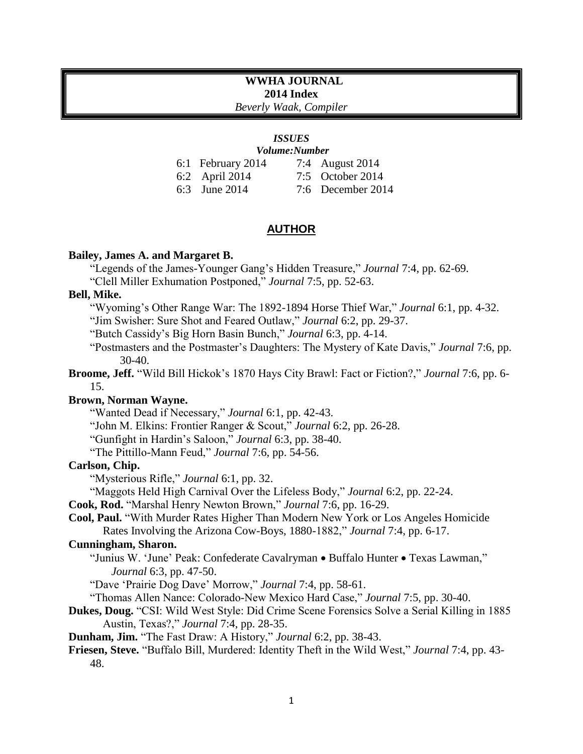# WWHA JOURNAL

## 2014 Index

*Beverly Waak, Compiler*

***ISSUES***

***Volume:Number***

| | |
|---|---|
| 6:1 February 2014 | 7:4 August 2014 |
| 6:2 April 2014 | 7:5 October 2014 |
| 6:3 June 2014 | 7:6 December 2014 |

## AUTHOR

**Bailey, James A. and Margaret B.**

"Legends of the James-Younger Gang's Hidden Treasure," *Journal* 7:4, pp. 62-69.

"Clell Miller Exhumation Postponed," *Journal* 7:5, pp. 52-63.

**Bell, Mike.**

"Wyoming's Other Range War: The 1892-1894 Horse Thief War," *Journal* 6:1, pp. 4-32.

"Jim Swisher: Sure Shot and Feared Outlaw," *Journal* 6:2, pp. 29-37.

"Butch Cassidy's Big Horn Basin Bunch," *Journal* 6:3, pp. 4-14.

"Postmasters and the Postmaster's Daughters: The Mystery of Kate Davis," *Journal* 7:6, pp. 30-40.

**Broome, Jeff.** "Wild Bill Hickok's 1870 Hays City Brawl: Fact or Fiction?," *Journal* 7:6, pp. 6-15.

**Brown, Norman Wayne.**

"Wanted Dead if Necessary," *Journal* 6:1, pp. 42-43.

"John M. Elkins: Frontier Ranger & Scout," *Journal* 6:2, pp. 26-28.

"Gunfight in Hardin's Saloon," *Journal* 6:3, pp. 38-40.

"The Pittillo-Mann Feud," *Journal* 7:6, pp. 54-56.

**Carlson, Chip.**

"Mysterious Rifle," *Journal* 6:1, pp. 32.

"Maggots Held High Carnival Over the Lifeless Body," *Journal* 6:2, pp. 22-24.

**Cook, Rod.** "Marshal Henry Newton Brown," *Journal* 7:6, pp. 16-29.

**Cool, Paul.** "With Murder Rates Higher Than Modern New York or Los Angeles Homicide Rates Involving the Arizona Cow-Boys, 1880-1882," *Journal* 7:4, pp. 6-17.

**Cunningham, Sharon.**

"Junius W. 'June' Peak: Confederate Cavalryman • Buffalo Hunter • Texas Lawman," *Journal* 6:3, pp. 47-50.

"Dave 'Prairie Dog Dave' Morrow," *Journal* 7:4, pp. 58-61.

"Thomas Allen Nance: Colorado-New Mexico Hard Case," *Journal* 7:5, pp. 30-40.

**Dukes, Doug.** "CSI: Wild West Style: Did Crime Scene Forensics Solve a Serial Killing in 1885 Austin, Texas?," *Journal* 7:4, pp. 28-35.

**Dunham, Jim.** "The Fast Draw: A History," *Journal* 6:2, pp. 38-43.

**Friesen, Steve.** "Buffalo Bill, Murdered: Identity Theft in the Wild West," *Journal* 7:4, pp. 43-48.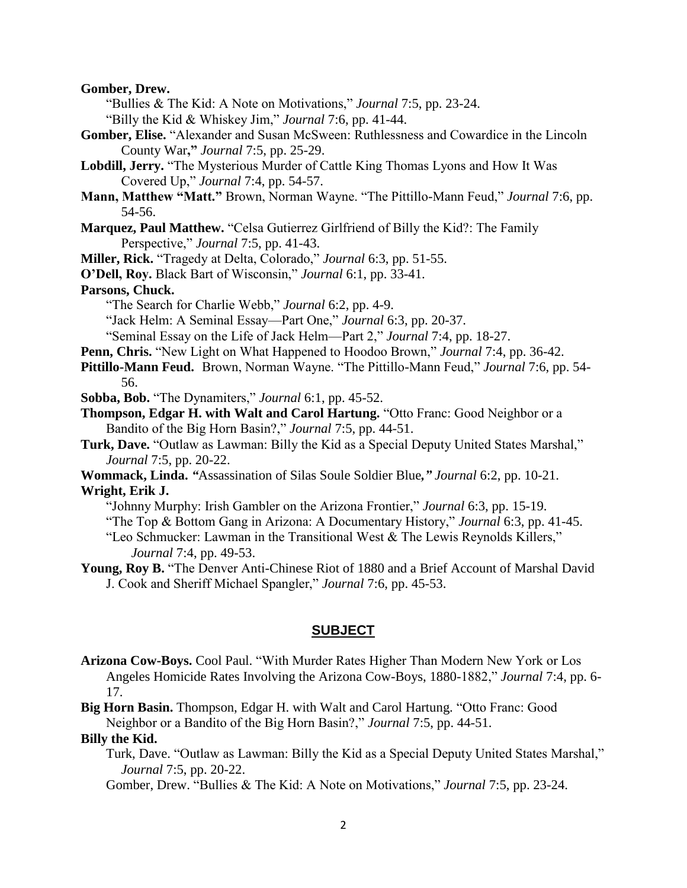**Gomber, Drew.**

"Bullies & The Kid: A Note on Motivations," *Journal* 7:5, pp. 23-24.

"Billy the Kid & Whiskey Jim," *Journal* 7:6, pp. 41-44.

**Gomber, Elise.** "Alexander and Susan McSween: Ruthlessness and Cowardice in the Lincoln County War**,"** *Journal* 7:5, pp. 25-29.

**Lobdill, Jerry.** "The Mysterious Murder of Cattle King Thomas Lyons and How It Was Covered Up," *Journal* 7:4, pp. 54-57.

**Mann, Matthew "Matt."** Brown, Norman Wayne. "The Pittillo-Mann Feud," *Journal* 7:6, pp. 54-56.

**Marquez, Paul Matthew.** "Celsa Gutierrez Girlfriend of Billy the Kid?: The Family Perspective," *Journal* 7:5, pp. 41-43.

**Miller, Rick.** "Tragedy at Delta, Colorado," *Journal* 6:3, pp. 51-55.

**O'Dell, Roy.** Black Bart of Wisconsin," *Journal* 6:1, pp. 33-41.

**Parsons, Chuck.**

"The Search for Charlie Webb," *Journal* 6:2, pp. 4-9.

"Jack Helm: A Seminal Essay—Part One," *Journal* 6:3, pp. 20-37.

"Seminal Essay on the Life of Jack Helm—Part 2," *Journal* 7:4, pp. 18-27.

**Penn, Chris.** "New Light on What Happened to Hoodoo Brown," *Journal* 7:4, pp. 36-42.

**Pittillo-Mann Feud.** Brown, Norman Wayne. "The Pittillo-Mann Feud," *Journal* 7:6, pp. 54-56.

**Sobba, Bob.** "The Dynamiters," *Journal* 6:1, pp. 45-52.

**Thompson, Edgar H. with Walt and Carol Hartung.** "Otto Franc: Good Neighbor or a Bandito of the Big Horn Basin?," *Journal* 7:5, pp. 44-51.

**Turk, Dave.** "Outlaw as Lawman: Billy the Kid as a Special Deputy United States Marshal," *Journal* 7:5, pp. 20-22.

**Wommack, Linda.** *"*Assassination of Silas Soule Soldier Blue*," Journal* 6:2, pp. 10-21.

**Wright, Erik J.**

"Johnny Murphy: Irish Gambler on the Arizona Frontier," *Journal* 6:3, pp. 15-19.

"The Top & Bottom Gang in Arizona: A Documentary History," *Journal* 6:3, pp. 41-45.

"Leo Schmucker: Lawman in the Transitional West & The Lewis Reynolds Killers," *Journal* 7:4, pp. 49-53.

**Young, Roy B.** "The Denver Anti-Chinese Riot of 1880 and a Brief Account of Marshal David J. Cook and Sheriff Michael Spangler," *Journal* 7:6, pp. 45-53.

## SUBJECT

**Arizona Cow-Boys.** Cool Paul. "With Murder Rates Higher Than Modern New York or Los Angeles Homicide Rates Involving the Arizona Cow-Boys, 1880-1882," *Journal* 7:4, pp. 6-17.

**Big Horn Basin.** Thompson, Edgar H. with Walt and Carol Hartung. "Otto Franc: Good Neighbor or a Bandito of the Big Horn Basin?," *Journal* 7:5, pp. 44-51.

**Billy the Kid.**

Turk, Dave. "Outlaw as Lawman: Billy the Kid as a Special Deputy United States Marshal," *Journal* 7:5, pp. 20-22.

Gomber, Drew. "Bullies & The Kid: A Note on Motivations," *Journal* 7:5, pp. 23-24.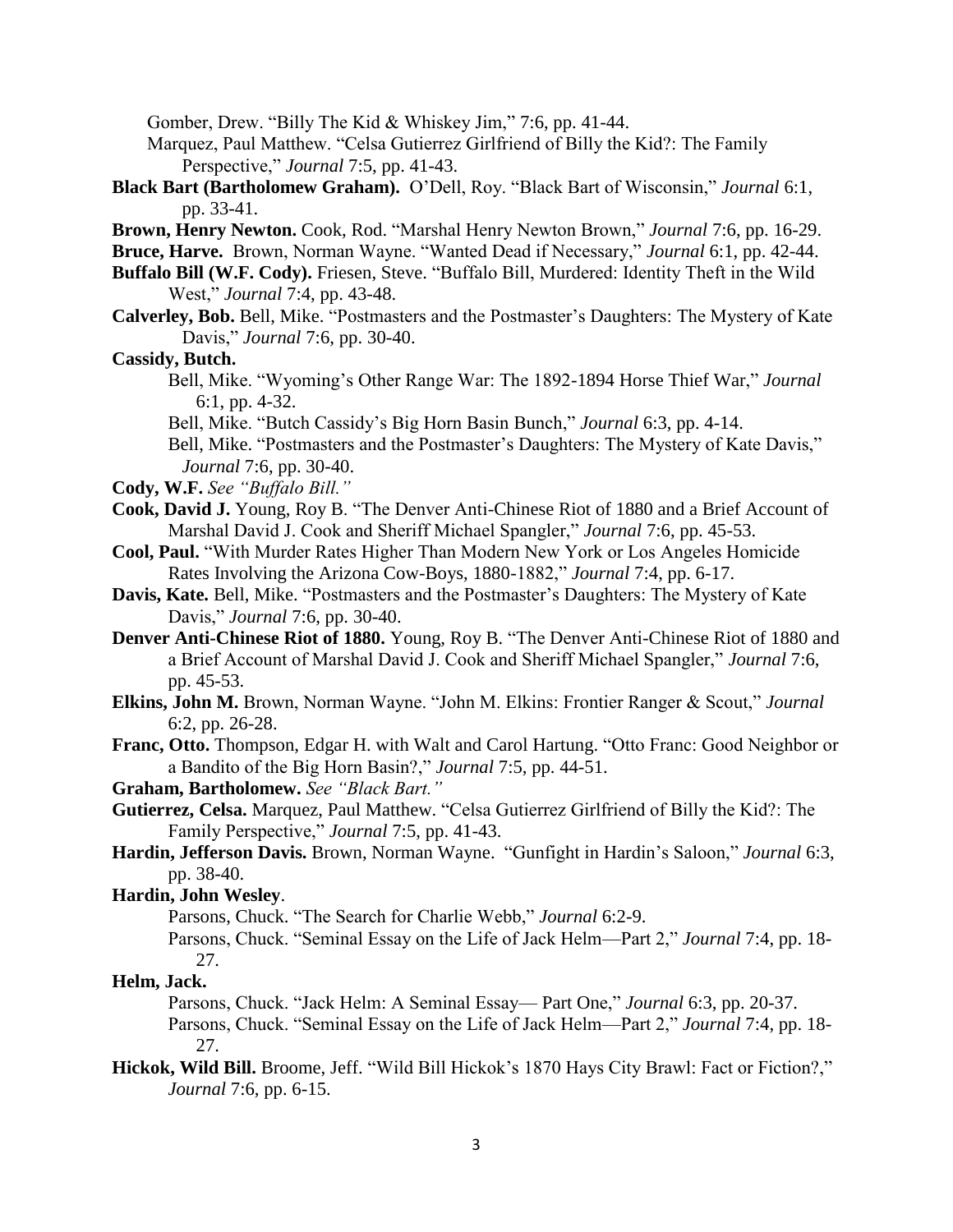Gomber, Drew. "Billy The Kid & Whiskey Jim," 7:6, pp. 41-44.

Marquez, Paul Matthew. "Celsa Gutierrez Girlfriend of Billy the Kid?: The Family Perspective," *Journal* 7:5, pp. 41-43.

**Black Bart (Bartholomew Graham).** O'Dell, Roy. "Black Bart of Wisconsin," *Journal* 6:1, pp. 33-41.

**Brown, Henry Newton.** Cook, Rod. "Marshal Henry Newton Brown," *Journal* 7:6, pp. 16-29.

**Bruce, Harve.** Brown, Norman Wayne. "Wanted Dead if Necessary," *Journal* 6:1, pp. 42-44.

**Buffalo Bill (W.F. Cody).** Friesen, Steve. "Buffalo Bill, Murdered: Identity Theft in the Wild West," *Journal* 7:4, pp. 43-48.

**Calverley, Bob.** Bell, Mike. "Postmasters and the Postmaster's Daughters: The Mystery of Kate Davis," *Journal* 7:6, pp. 30-40.

**Cassidy, Butch.**

Bell, Mike. "Wyoming's Other Range War: The 1892-1894 Horse Thief War," *Journal* 6:1, pp. 4-32.

Bell, Mike. "Butch Cassidy's Big Horn Basin Bunch," *Journal* 6:3, pp. 4-14.

Bell, Mike. "Postmasters and the Postmaster's Daughters: The Mystery of Kate Davis," *Journal* 7:6, pp. 30-40.

**Cody, W.F.** *See "Buffalo Bill."*

**Cook, David J.** Young, Roy B. "The Denver Anti-Chinese Riot of 1880 and a Brief Account of Marshal David J. Cook and Sheriff Michael Spangler," *Journal* 7:6, pp. 45-53.

**Cool, Paul.** "With Murder Rates Higher Than Modern New York or Los Angeles Homicide Rates Involving the Arizona Cow-Boys, 1880-1882," *Journal* 7:4, pp. 6-17.

**Davis, Kate.** Bell, Mike. "Postmasters and the Postmaster's Daughters: The Mystery of Kate Davis," *Journal* 7:6, pp. 30-40.

**Denver Anti-Chinese Riot of 1880.** Young, Roy B. "The Denver Anti-Chinese Riot of 1880 and a Brief Account of Marshal David J. Cook and Sheriff Michael Spangler," *Journal* 7:6, pp. 45-53.

**Elkins, John M.** Brown, Norman Wayne. "John M. Elkins: Frontier Ranger & Scout," *Journal* 6:2, pp. 26-28.

**Franc, Otto.** Thompson, Edgar H. with Walt and Carol Hartung. "Otto Franc: Good Neighbor or a Bandito of the Big Horn Basin?," *Journal* 7:5, pp. 44-51.

**Graham, Bartholomew.** *See "Black Bart."*

**Gutierrez, Celsa.** Marquez, Paul Matthew. "Celsa Gutierrez Girlfriend of Billy the Kid?: The Family Perspective," *Journal* 7:5, pp. 41-43.

**Hardin, Jefferson Davis.** Brown, Norman Wayne. "Gunfight in Hardin's Saloon," *Journal* 6:3, pp. 38-40.

**Hardin, John Wesley**.

Parsons, Chuck. "The Search for Charlie Webb," *Journal* 6:2-9.

Parsons, Chuck. "Seminal Essay on the Life of Jack Helm—Part 2," *Journal* 7:4, pp. 18-27.

**Helm, Jack.**

Parsons, Chuck. "Jack Helm: A Seminal Essay— Part One," *Journal* 6:3, pp. 20-37.

Parsons, Chuck. "Seminal Essay on the Life of Jack Helm—Part 2," *Journal* 7:4, pp. 18-27.

**Hickok, Wild Bill.** Broome, Jeff. "Wild Bill Hickok's 1870 Hays City Brawl: Fact or Fiction?," *Journal* 7:6, pp. 6-15.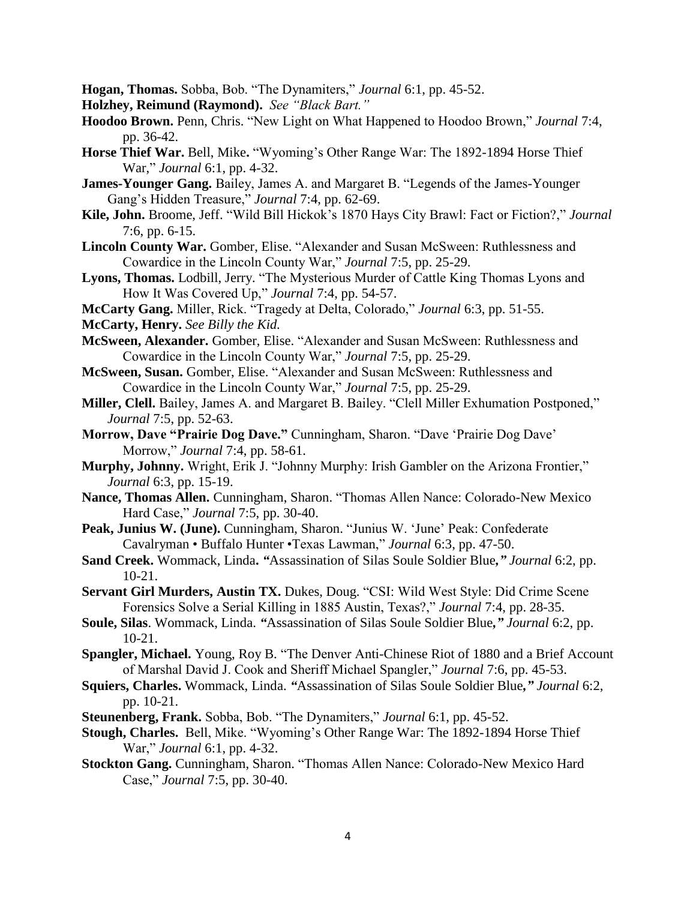**Hogan, Thomas.** Sobba, Bob. "The Dynamiters," *Journal* 6:1, pp. 45-52.

**Holzhey, Reimund (Raymond).** *See "Black Bart."*

**Hoodoo Brown.** Penn, Chris. "New Light on What Happened to Hoodoo Brown," *Journal* 7:4, pp. 36-42.

**Horse Thief War.** Bell, Mike**.** "Wyoming's Other Range War: The 1892-1894 Horse Thief War," *Journal* 6:1, pp. 4-32.

**James-Younger Gang.** Bailey, James A. and Margaret B. "Legends of the James-Younger Gang's Hidden Treasure," *Journal* 7:4, pp. 62-69.

**Kile, John.** Broome, Jeff. "Wild Bill Hickok's 1870 Hays City Brawl: Fact or Fiction?," *Journal* 7:6, pp. 6-15.

**Lincoln County War.** Gomber, Elise. "Alexander and Susan McSween: Ruthlessness and Cowardice in the Lincoln County War," *Journal* 7:5, pp. 25-29.

**Lyons, Thomas.** Lodbill, Jerry. "The Mysterious Murder of Cattle King Thomas Lyons and How It Was Covered Up," *Journal* 7:4, pp. 54-57.

**McCarty Gang.** Miller, Rick. "Tragedy at Delta, Colorado," *Journal* 6:3, pp. 51-55.

**McCarty, Henry.** *See Billy the Kid.*

**McSween, Alexander.** Gomber, Elise. "Alexander and Susan McSween: Ruthlessness and Cowardice in the Lincoln County War," *Journal* 7:5, pp. 25-29.

**McSween, Susan.** Gomber, Elise. "Alexander and Susan McSween: Ruthlessness and Cowardice in the Lincoln County War," *Journal* 7:5, pp. 25-29.

**Miller, Clell.** Bailey, James A. and Margaret B. Bailey. "Clell Miller Exhumation Postponed," *Journal* 7:5, pp. 52-63.

**Morrow, Dave "Prairie Dog Dave."** Cunningham, Sharon. "Dave 'Prairie Dog Dave' Morrow," *Journal* 7:4, pp. 58-61.

**Murphy, Johnny.** Wright, Erik J. "Johnny Murphy: Irish Gambler on the Arizona Frontier," *Journal* 6:3, pp. 15-19.

**Nance, Thomas Allen.** Cunningham, Sharon. "Thomas Allen Nance: Colorado-New Mexico Hard Case," *Journal* 7:5, pp. 30-40.

**Peak, Junius W. (June).** Cunningham, Sharon. "Junius W. 'June' Peak: Confederate Cavalryman • Buffalo Hunter •Texas Lawman," *Journal* 6:3, pp. 47-50.

**Sand Creek.** Wommack, Linda**. "**Assassination of Silas Soule Soldier Blue**,"** *Journal* 6:2, pp. 10-21.

**Servant Girl Murders, Austin TX.** Dukes, Doug. "CSI: Wild West Style: Did Crime Scene Forensics Solve a Serial Killing in 1885 Austin, Texas?," *Journal* 7:4, pp. 28-35.

**Soule, Silas**. Wommack, Linda. **"**Assassination of Silas Soule Soldier Blue**,"** *Journal* 6:2, pp. 10-21.

**Spangler, Michael.** Young, Roy B. "The Denver Anti-Chinese Riot of 1880 and a Brief Account of Marshal David J. Cook and Sheriff Michael Spangler," *Journal* 7:6, pp. 45-53.

**Squiers, Charles.** Wommack, Linda. **"**Assassination of Silas Soule Soldier Blue**,"** *Journal* 6:2, pp. 10-21.

**Steunenberg, Frank.** Sobba, Bob. "The Dynamiters," *Journal* 6:1, pp. 45-52.

**Stough, Charles.** Bell, Mike. "Wyoming's Other Range War: The 1892-1894 Horse Thief War," *Journal* 6:1, pp. 4-32.

**Stockton Gang.** Cunningham, Sharon. "Thomas Allen Nance: Colorado-New Mexico Hard Case," *Journal* 7:5, pp. 30-40.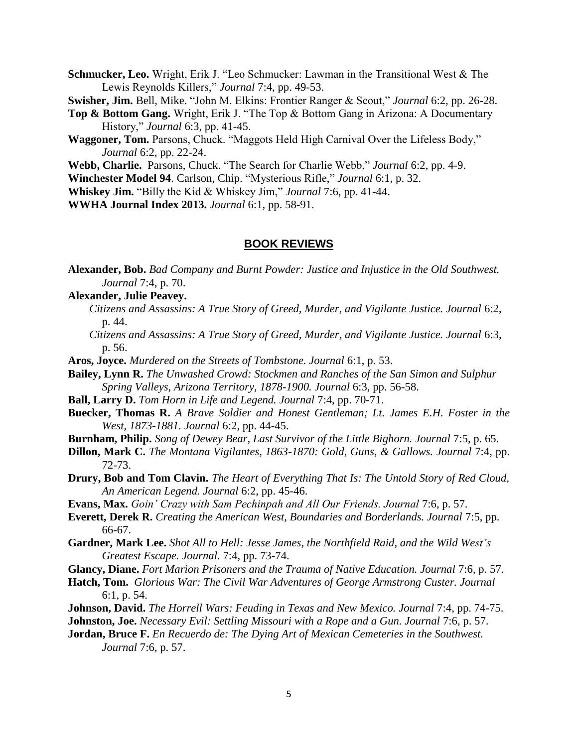**Schmucker, Leo.** Wright, Erik J. "Leo Schmucker: Lawman in the Transitional West & The Lewis Reynolds Killers," *Journal* 7:4, pp. 49-53.

**Swisher, Jim.** Bell, Mike. "John M. Elkins: Frontier Ranger & Scout," *Journal* 6:2, pp. 26-28.

**Top & Bottom Gang.** Wright, Erik J. "The Top & Bottom Gang in Arizona: A Documentary History," *Journal* 6:3, pp. 41-45.

**Waggoner, Tom.** Parsons, Chuck. "Maggots Held High Carnival Over the Lifeless Body," *Journal* 6:2, pp. 22-24.

**Webb, Charlie.** Parsons, Chuck. "The Search for Charlie Webb," *Journal* 6:2, pp. 4-9.

**Winchester Model 94**. Carlson, Chip. "Mysterious Rifle," *Journal* 6:1, p. 32.

**Whiskey Jim.** "Billy the Kid & Whiskey Jim," *Journal* 7:6, pp. 41-44.

**WWHA Journal Index 2013.** *Journal* 6:1, pp. 58-91.

## BOOK REVIEWS

**Alexander, Bob.** *Bad Company and Burnt Powder: Justice and Injustice in the Old Southwest. Journal* 7:4, p. 70.

**Alexander, Julie Peavey.**

*Citizens and Assassins: A True Story of Greed, Murder, and Vigilante Justice. Journal* 6:2, p. 44.

*Citizens and Assassins: A True Story of Greed, Murder, and Vigilante Justice. Journal* 6:3, p. 56.

**Aros, Joyce.** *Murdered on the Streets of Tombstone. Journal* 6:1, p. 53.

**Bailey, Lynn R.** *The Unwashed Crowd: Stockmen and Ranches of the San Simon and Sulphur Spring Valleys, Arizona Territory, 1878-1900. Journal* 6:3, pp. 56-58.

**Ball, Larry D.** *Tom Horn in Life and Legend. Journal* 7:4, pp. 70-71.

**Buecker, Thomas R.** *A Brave Soldier and Honest Gentleman; Lt. James E.H. Foster in the West, 1873-1881. Journal* 6:2, pp. 44-45.

**Burnham, Philip.** *Song of Dewey Bear, Last Survivor of the Little Bighorn. Journal* 7:5, p. 65.

**Dillon, Mark C.** *The Montana Vigilantes, 1863-1870: Gold, Guns, & Gallows. Journal* 7:4, pp. 72-73.

**Drury, Bob and Tom Clavin.** *The Heart of Everything That Is: The Untold Story of Red Cloud, An American Legend. Journal* 6:2, pp. 45-46.

**Evans, Max.** *Goin' Crazy with Sam Pechinpah and All Our Friends. Journal* 7:6, p. 57.

**Everett, Derek R.** *Creating the American West, Boundaries and Borderlands. Journal* 7:5, pp. 66-67.

**Gardner, Mark Lee.** *Shot All to Hell: Jesse James, the Northfield Raid, and the Wild West's Greatest Escape. Journal.* 7:4, pp. 73-74.

**Glancy, Diane.** *Fort Marion Prisoners and the Trauma of Native Education. Journal* 7:6, p. 57.

**Hatch, Tom.** *Glorious War: The Civil War Adventures of George Armstrong Custer. Journal* 6:1, p. 54.

**Johnson, David.** *The Horrell Wars: Feuding in Texas and New Mexico. Journal* 7:4, pp. 74-75.

**Johnston, Joe.** *Necessary Evil: Settling Missouri with a Rope and a Gun. Journal* 7:6, p. 57.

**Jordan, Bruce F.** *En Recuerdo de: The Dying Art of Mexican Cemeteries in the Southwest. Journal* 7:6, p. 57.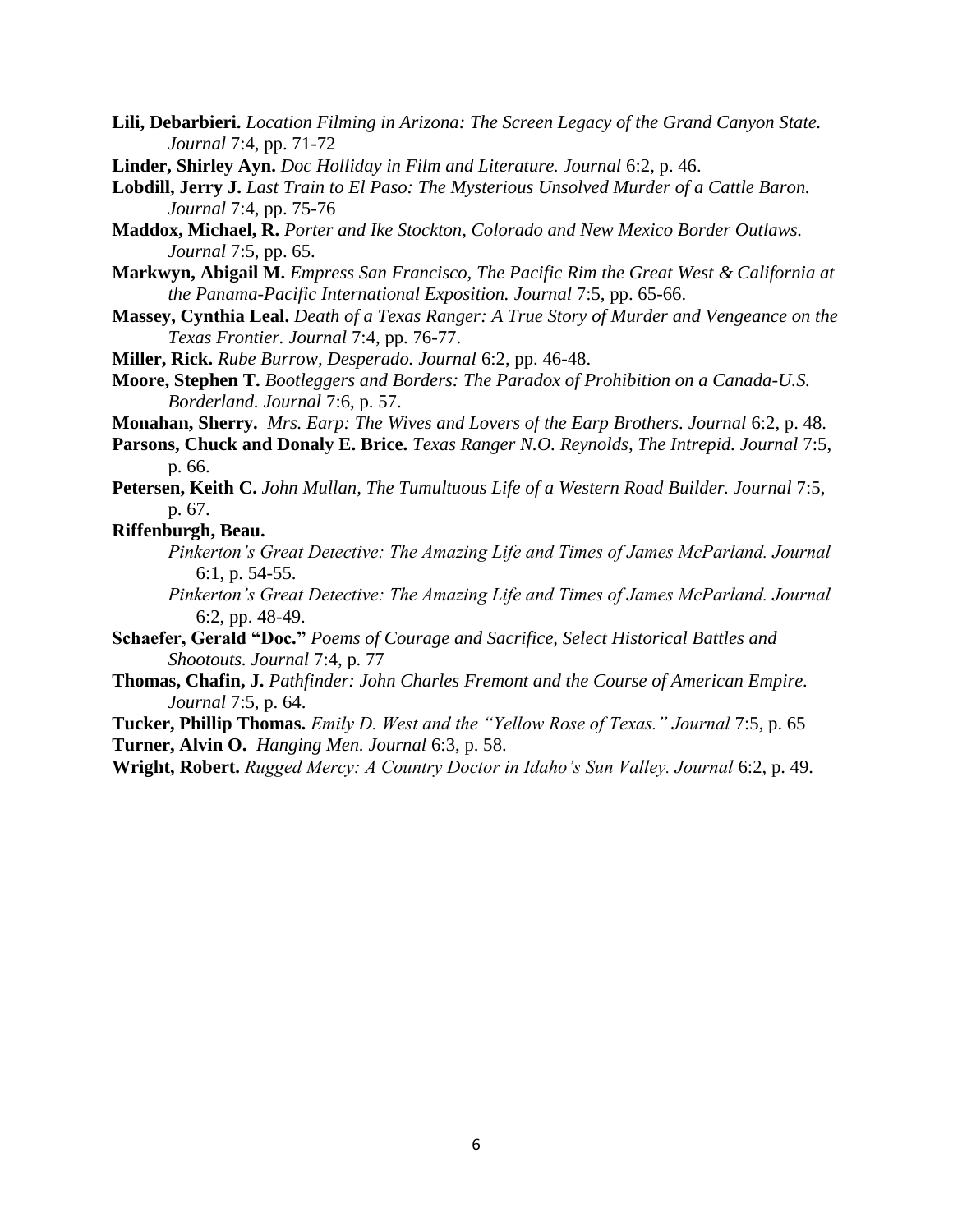**Lili, Debarbieri.** *Location Filming in Arizona: The Screen Legacy of the Grand Canyon State. Journal* 7:4, pp. 71-72

**Linder, Shirley Ayn.** *Doc Holliday in Film and Literature. Journal* 6:2, p. 46.

**Lobdill, Jerry J.** *Last Train to El Paso: The Mysterious Unsolved Murder of a Cattle Baron. Journal* 7:4, pp. 75-76

**Maddox, Michael, R.** *Porter and Ike Stockton, Colorado and New Mexico Border Outlaws. Journal* 7:5, pp. 65.

**Markwyn, Abigail M.** *Empress San Francisco, The Pacific Rim the Great West & California at the Panama-Pacific International Exposition. Journal* 7:5, pp. 65-66.

**Massey, Cynthia Leal.** *Death of a Texas Ranger: A True Story of Murder and Vengeance on the Texas Frontier. Journal* 7:4, pp. 76-77.

**Miller, Rick.** *Rube Burrow, Desperado. Journal* 6:2, pp. 46-48.

**Moore, Stephen T.** *Bootleggers and Borders: The Paradox of Prohibition on a Canada-U.S. Borderland. Journal* 7:6, p. 57.

**Monahan, Sherry.** *Mrs. Earp: The Wives and Lovers of the Earp Brothers. Journal* 6:2, p. 48.

**Parsons, Chuck and Donaly E. Brice.** *Texas Ranger N.O. Reynolds, The Intrepid. Journal* 7:5, p. 66.

**Petersen, Keith C.** *John Mullan, The Tumultuous Life of a Western Road Builder. Journal* 7:5, p. 67.

**Riffenburgh, Beau.**

*Pinkerton's Great Detective: The Amazing Life and Times of James McParland. Journal* 6:1, p. 54-55.

*Pinkerton's Great Detective: The Amazing Life and Times of James McParland. Journal* 6:2, pp. 48-49.

**Schaefer, Gerald "Doc."** *Poems of Courage and Sacrifice, Select Historical Battles and Shootouts. Journal* 7:4, p. 77

**Thomas, Chafin, J.** *Pathfinder: John Charles Fremont and the Course of American Empire. Journal* 7:5, p. 64.

**Tucker, Phillip Thomas.** *Emily D. West and the "Yellow Rose of Texas." Journal* 7:5, p. 65

**Turner, Alvin O.** *Hanging Men. Journal* 6:3, p. 58.

**Wright, Robert.** *Rugged Mercy: A Country Doctor in Idaho's Sun Valley. Journal* 6:2, p. 49.